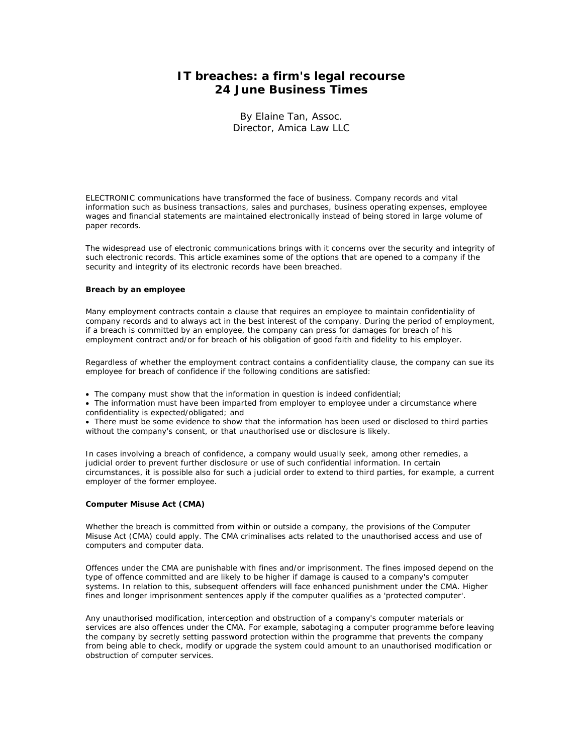# IT breaches: a firm's legal recourse
# 24 June Business Times

By Elaine Tan, Assoc.
Director, Amica Law LLC

ELECTRONIC communications have transformed the face of business. Company records and vital information such as business transactions, sales and purchases, business operating expenses, employee wages and financial statements are maintained electronically instead of being stored in large volume of paper records.

The widespread use of electronic communications brings with it concerns over the security and integrity of such electronic records. This article examines some of the options that are opened to a company if the security and integrity of its electronic records have been breached.

**Breach by an employee**

Many employment contracts contain a clause that requires an employee to maintain confidentiality of company records and to always act in the best interest of the company. During the period of employment, if a breach is committed by an employee, the company can press for damages for breach of his employment contract and/or for breach of his obligation of good faith and fidelity to his employer.

Regardless of whether the employment contract contains a confidentiality clause, the company can sue its employee for breach of confidence if the following conditions are satisfied:

- The company must show that the information in question is indeed confidential;
- The information must have been imparted from employer to employee under a circumstance where confidentiality is expected/obligated; and
- There must be some evidence to show that the information has been used or disclosed to third parties without the company's consent, or that unauthorised use or disclosure is likely.

In cases involving a breach of confidence, a company would usually seek, among other remedies, a judicial order to prevent further disclosure or use of such confidential information. In certain circumstances, it is possible also for such a judicial order to extend to third parties, for example, a current employer of the former employee.

**Computer Misuse Act (CMA)**

Whether the breach is committed from within or outside a company, the provisions of the Computer Misuse Act (CMA) could apply. The CMA criminalises acts related to the unauthorised access and use of computers and computer data.

Offences under the CMA are punishable with fines and/or imprisonment. The fines imposed depend on the type of offence committed and are likely to be higher if damage is caused to a company's computer systems. In relation to this, subsequent offenders will face enhanced punishment under the CMA. Higher fines and longer imprisonment sentences apply if the computer qualifies as a 'protected computer'.

Any unauthorised modification, interception and obstruction of a company's computer materials or services are also offences under the CMA. For example, sabotaging a computer programme before leaving the company by secretly setting password protection within the programme that prevents the company from being able to check, modify or upgrade the system could amount to an unauthorised modification or obstruction of computer services.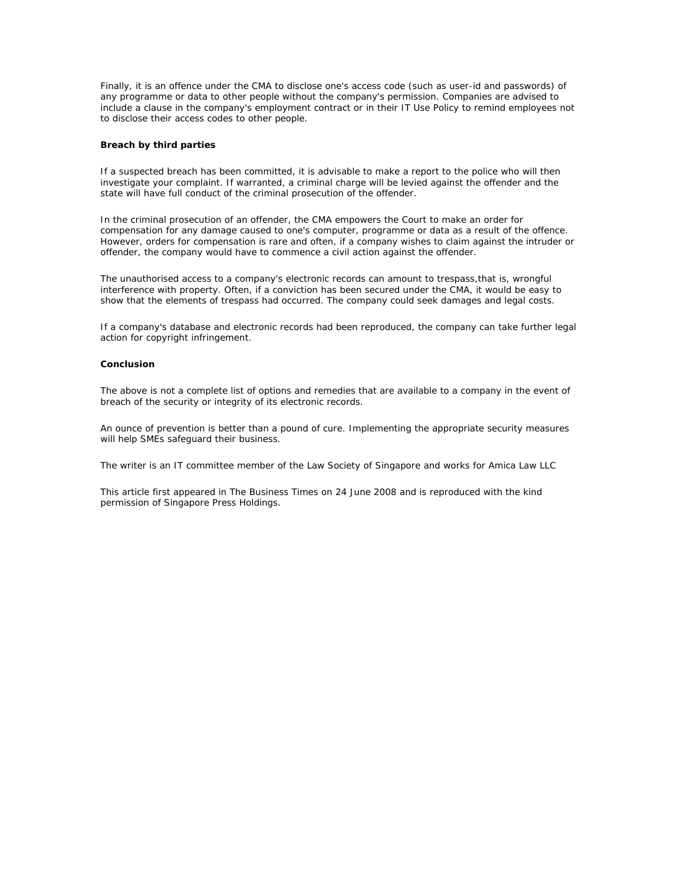Finally, it is an offence under the CMA to disclose one's access code (such as user-id and passwords) of any programme or data to other people without the company's permission. Companies are advised to include a clause in the company's employment contract or in their IT Use Policy to remind employees not to disclose their access codes to other people.

**Breach by third parties**

If a suspected breach has been committed, it is advisable to make a report to the police who will then investigate your complaint. If warranted, a criminal charge will be levied against the offender and the state will have full conduct of the criminal prosecution of the offender.

In the criminal prosecution of an offender, the CMA empowers the Court to make an order for compensation for any damage caused to one's computer, programme or data as a result of the offence. However, orders for compensation is rare and often, if a company wishes to claim against the intruder or offender, the company would have to commence a civil action against the offender.

The unauthorised access to a company's electronic records can amount to trespass,that is, wrongful interference with property. Often, if a conviction has been secured under the CMA, it would be easy to show that the elements of trespass had occurred. The company could seek damages and legal costs.

If a company's database and electronic records had been reproduced, the company can take further legal action for copyright infringement.

**Conclusion**

The above is not a complete list of options and remedies that are available to a company in the event of breach of the security or integrity of its electronic records.

An ounce of prevention is better than a pound of cure. Implementing the appropriate security measures will help SMEs safeguard their business.

The writer is an IT committee member of the Law Society of Singapore and works for Amica Law LLC

This article first appeared in The Business Times on 24 June 2008 and is reproduced with the kind permission of Singapore Press Holdings.